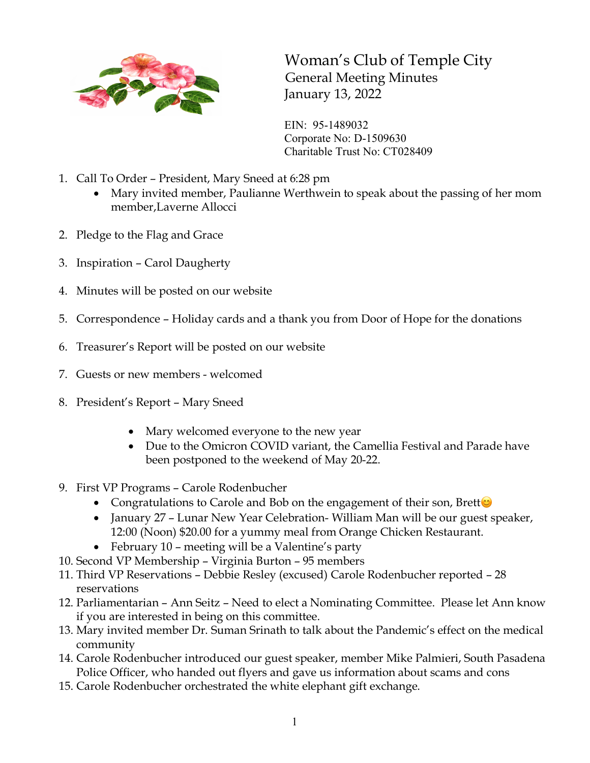# Woman's Club of Temple City

## General Meeting Minutes

January 13, 2022

EIN: 95-1489032
Corporate No: D-1509630
Charitable Trust No: CT028409

1. Call To Order – President, Mary Sneed at 6:28 pm
   - Mary invited member, Paulianne Werthwein to speak about the passing of her mom member,Laverne Allocci
2. Pledge to the Flag and Grace
3. Inspiration – Carol Daugherty
4. Minutes will be posted on our website
5. Correspondence – Holiday cards and a thank you from Door of Hope for the donations
6. Treasurer's Report will be posted on our website
7. Guests or new members - welcomed
8. President's Report – Mary Sneed
   - Mary welcomed everyone to the new year
   - Due to the Omicron COVID variant, the Camellia Festival and Parade have been postponed to the weekend of May 20-22.
9. First VP Programs – Carole Rodenbucher
   - Congratulations to Carole and Bob on the engagement of their son, Brett😊
   - January 27 – Lunar New Year Celebration- William Man will be our guest speaker, 12:00 (Noon) $20.00 for a yummy meal from Orange Chicken Restaurant.
   - February 10 – meeting will be a Valentine's party
10. Second VP Membership – Virginia Burton – 95 members
11. Third VP Reservations – Debbie Resley (excused) Carole Rodenbucher reported – 28 reservations
12. Parliamentarian – Ann Seitz – Need to elect a Nominating Committee. Please let Ann know if you are interested in being on this committee.
13. Mary invited member Dr. Suman Srinath to talk about the Pandemic's effect on the medical community
14. Carole Rodenbucher introduced our guest speaker, member Mike Palmieri, South Pasadena Police Officer, who handed out flyers and gave us information about scams and cons
15. Carole Rodenbucher orchestrated the white elephant gift exchange.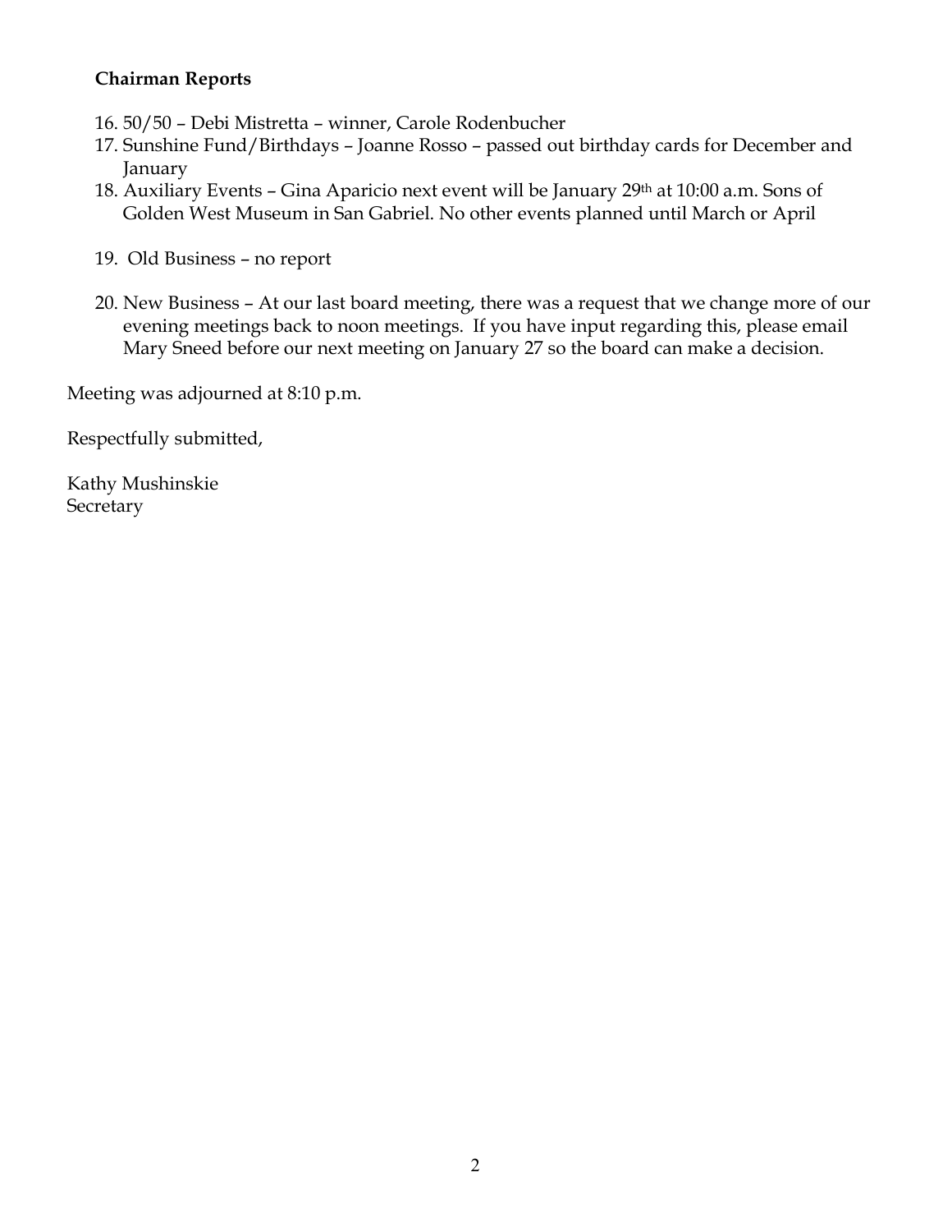**Chairman Reports**

16. 50/50 – Debi Mistretta – winner, Carole Rodenbucher
17. Sunshine Fund/Birthdays – Joanne Rosso – passed out birthday cards for December and January
18. Auxiliary Events – Gina Aparicio next event will be January 29th at 10:00 a.m. Sons of Golden West Museum in San Gabriel. No other events planned until March or April

19. Old Business – no report

20. New Business – At our last board meeting, there was a request that we change more of our evening meetings back to noon meetings. If you have input regarding this, please email Mary Sneed before our next meeting on January 27 so the board can make a decision.

Meeting was adjourned at 8:10 p.m.

Respectfully submitted,

Kathy Mushinskie
Secretary